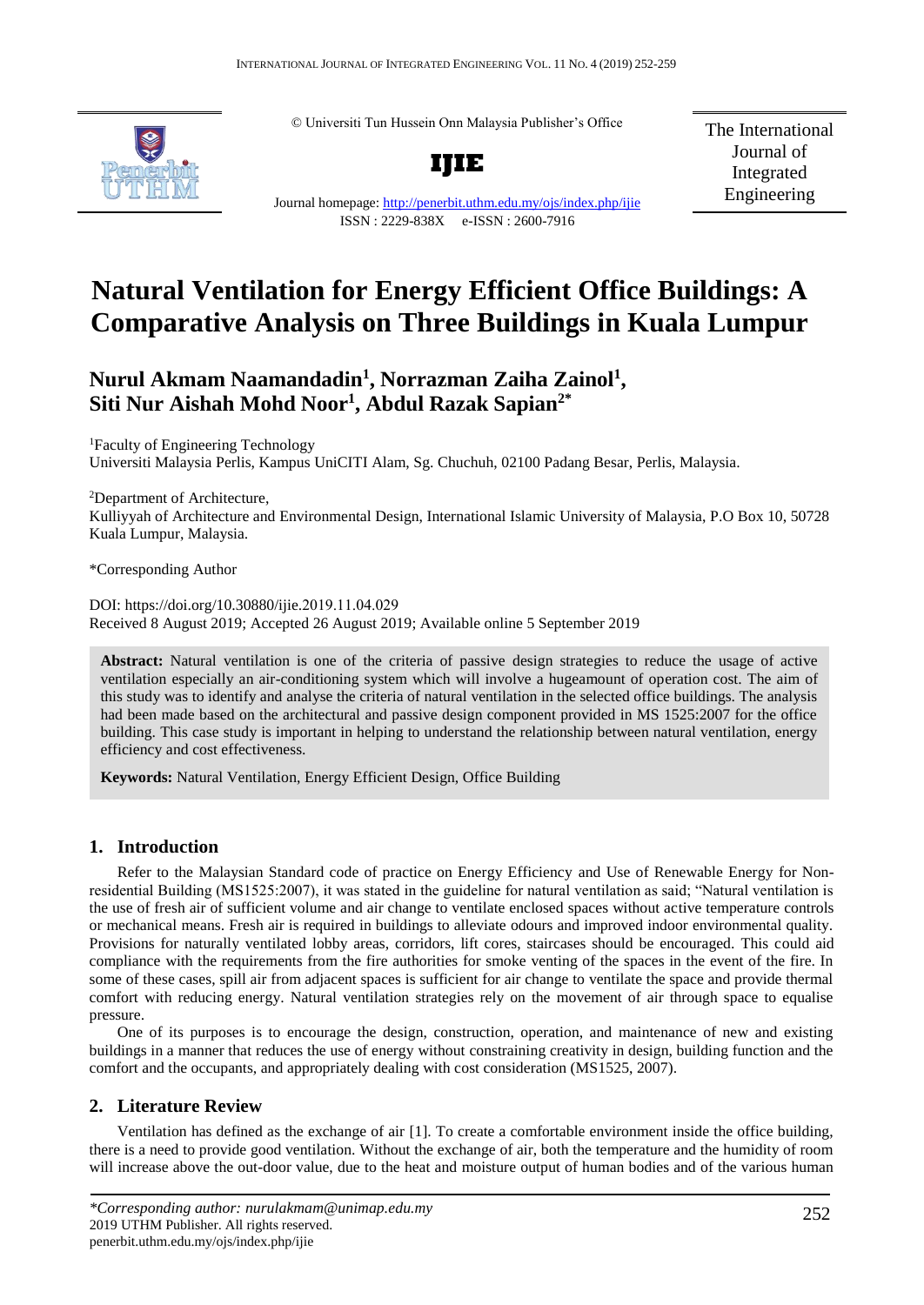© Universiti Tun Hussein Onn Malaysia Publisher's Office

**IJIE**

Journal homepage: http://penerbit.uthm.edu.my/ojs/index.php/ijie

ISSN : 2229-838X e-ISSN : 2600-7916

The International Journal of Integrated Engineering

# Natural Ventilation for Energy Efficient Office Buildings: A Comparative Analysis on Three Buildings in Kuala Lumpur

**Nurul Akmam Naamandadin[1], Norrazman Zaiha Zainol[1], Siti Nur Aishah Mohd Noor[1], Abdul Razak Sapian[2*]**

[1]Faculty of Engineering Technology
Universiti Malaysia Perlis, Kampus UniCITI Alam, Sg. Chuchuh, 02100 Padang Besar, Perlis, Malaysia.

[2]Department of Architecture,
Kulliyyah of Architecture and Environmental Design, International Islamic University of Malaysia, P.O Box 10, 50728 Kuala Lumpur, Malaysia.

*Corresponding Author

DOI: https://doi.org/10.30880/ijie.2019.11.04.029
Received 8 August 2019; Accepted 26 August 2019; Available online 5 September 2019

**Abstract:** Natural ventilation is one of the criteria of passive design strategies to reduce the usage of active ventilation especially an air-conditioning system which will involve a hugeamount of operation cost. The aim of this study was to identify and analyse the criteria of natural ventilation in the selected office buildings. The analysis had been made based on the architectural and passive design component provided in MS 1525:2007 for the office building. This case study is important in helping to understand the relationship between natural ventilation, energy efficiency and cost effectiveness.

**Keywords:** Natural Ventilation, Energy Efficient Design, Office Building

## 1. Introduction

Refer to the Malaysian Standard code of practice on Energy Efficiency and Use of Renewable Energy for Non-residential Building (MS1525:2007), it was stated in the guideline for natural ventilation as said; "Natural ventilation is the use of fresh air of sufficient volume and air change to ventilate enclosed spaces without active temperature controls or mechanical means. Fresh air is required in buildings to alleviate odours and improved indoor environmental quality. Provisions for naturally ventilated lobby areas, corridors, lift cores, staircases should be encouraged. This could aid compliance with the requirements from the fire authorities for smoke venting of the spaces in the event of the fire. In some of these cases, spill air from adjacent spaces is sufficient for air change to ventilate the space and provide thermal comfort with reducing energy. Natural ventilation strategies rely on the movement of air through space to equalise pressure.

One of its purposes is to encourage the design, construction, operation, and maintenance of new and existing buildings in a manner that reduces the use of energy without constraining creativity in design, building function and the comfort and the occupants, and appropriately dealing with cost consideration (MS1525, 2007).

## 2. Literature Review

Ventilation has defined as the exchange of air [1]. To create a comfortable environment inside the office building, there is a need to provide good ventilation. Without the exchange of air, both the temperature and the humidity of room will increase above the out-door value, due to the heat and moisture output of human bodies and of the various human

---

*\*Corresponding author: nurulakmam@unimap.edu.my*
2019 UTHM Publisher. All rights reserved.
penerbit.uthm.edu.my/ojs/index.php/ijie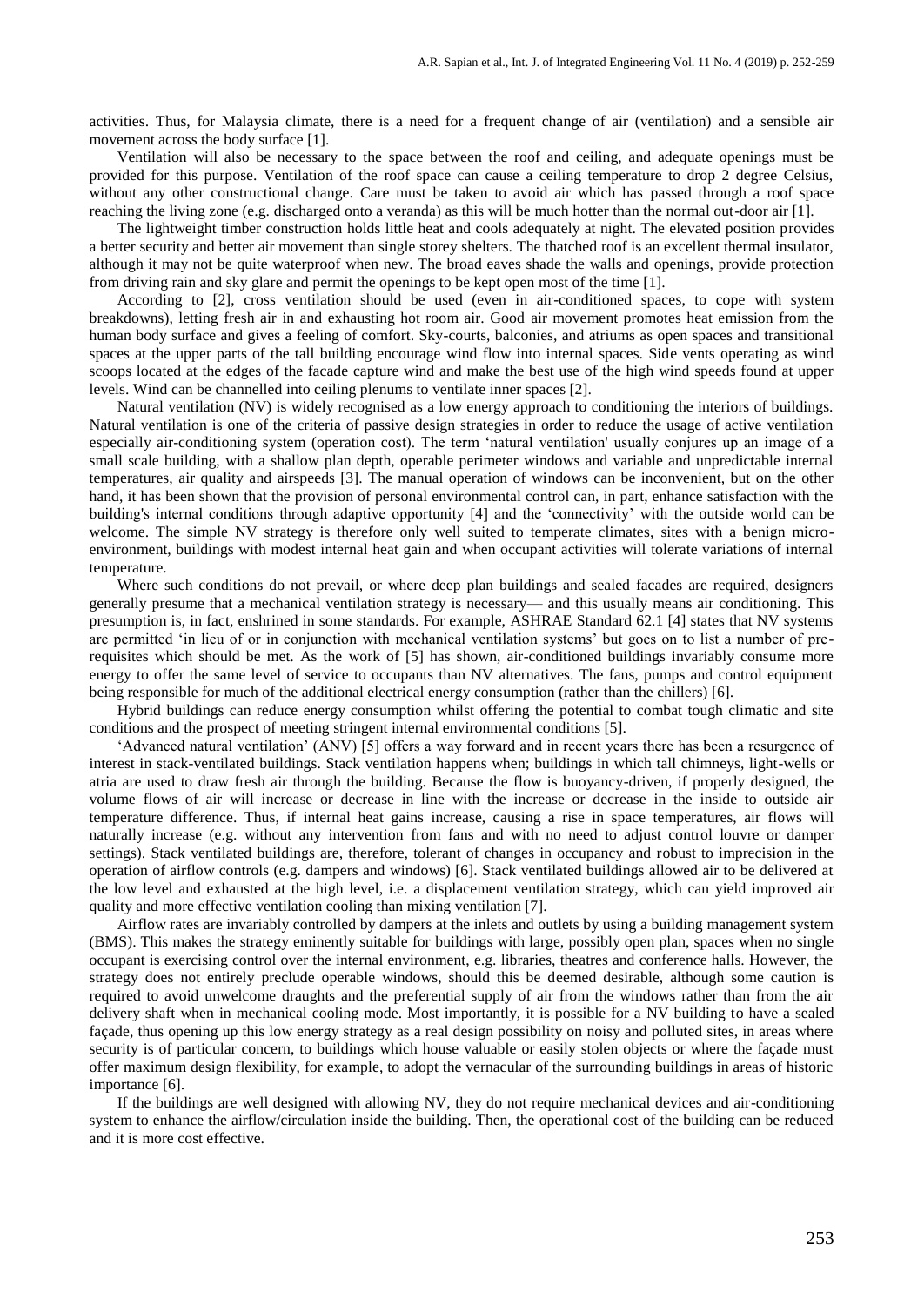activities. Thus, for Malaysia climate, there is a need for a frequent change of air (ventilation) and a sensible air movement across the body surface [1].

Ventilation will also be necessary to the space between the roof and ceiling, and adequate openings must be provided for this purpose. Ventilation of the roof space can cause a ceiling temperature to drop 2 degree Celsius, without any other constructional change. Care must be taken to avoid air which has passed through a roof space reaching the living zone (e.g. discharged onto a veranda) as this will be much hotter than the normal out-door air [1].

The lightweight timber construction holds little heat and cools adequately at night. The elevated position provides a better security and better air movement than single storey shelters. The thatched roof is an excellent thermal insulator, although it may not be quite waterproof when new. The broad eaves shade the walls and openings, provide protection from driving rain and sky glare and permit the openings to be kept open most of the time [1].

According to [2], cross ventilation should be used (even in air-conditioned spaces, to cope with system breakdowns), letting fresh air in and exhausting hot room air. Good air movement promotes heat emission from the human body surface and gives a feeling of comfort. Sky-courts, balconies, and atriums as open spaces and transitional spaces at the upper parts of the tall building encourage wind flow into internal spaces. Side vents operating as wind scoops located at the edges of the facade capture wind and make the best use of the high wind speeds found at upper levels. Wind can be channelled into ceiling plenums to ventilate inner spaces [2].

Natural ventilation (NV) is widely recognised as a low energy approach to conditioning the interiors of buildings. Natural ventilation is one of the criteria of passive design strategies in order to reduce the usage of active ventilation especially air-conditioning system (operation cost). The term 'natural ventilation' usually conjures up an image of a small scale building, with a shallow plan depth, operable perimeter windows and variable and unpredictable internal temperatures, air quality and airspeeds [3]. The manual operation of windows can be inconvenient, but on the other hand, it has been shown that the provision of personal environmental control can, in part, enhance satisfaction with the building's internal conditions through adaptive opportunity [4] and the 'connectivity' with the outside world can be welcome. The simple NV strategy is therefore only well suited to temperate climates, sites with a benign micro-environment, buildings with modest internal heat gain and when occupant activities will tolerate variations of internal temperature.

Where such conditions do not prevail, or where deep plan buildings and sealed facades are required, designers generally presume that a mechanical ventilation strategy is necessary— and this usually means air conditioning. This presumption is, in fact, enshrined in some standards. For example, ASHRAE Standard 62.1 [4] states that NV systems are permitted 'in lieu of or in conjunction with mechanical ventilation systems' but goes on to list a number of pre-requisites which should be met. As the work of [5] has shown, air-conditioned buildings invariably consume more energy to offer the same level of service to occupants than NV alternatives. The fans, pumps and control equipment being responsible for much of the additional electrical energy consumption (rather than the chillers) [6].

Hybrid buildings can reduce energy consumption whilst offering the potential to combat tough climatic and site conditions and the prospect of meeting stringent internal environmental conditions [5].

'Advanced natural ventilation' (ANV) [5] offers a way forward and in recent years there has been a resurgence of interest in stack-ventilated buildings. Stack ventilation happens when; buildings in which tall chimneys, light-wells or atria are used to draw fresh air through the building. Because the flow is buoyancy-driven, if properly designed, the volume flows of air will increase or decrease in line with the increase or decrease in the inside to outside air temperature difference. Thus, if internal heat gains increase, causing a rise in space temperatures, air flows will naturally increase (e.g. without any intervention from fans and with no need to adjust control louvre or damper settings). Stack ventilated buildings are, therefore, tolerant of changes in occupancy and robust to imprecision in the operation of airflow controls (e.g. dampers and windows) [6]. Stack ventilated buildings allowed air to be delivered at the low level and exhausted at the high level, i.e. a displacement ventilation strategy, which can yield improved air quality and more effective ventilation cooling than mixing ventilation [7].

Airflow rates are invariably controlled by dampers at the inlets and outlets by using a building management system (BMS). This makes the strategy eminently suitable for buildings with large, possibly open plan, spaces when no single occupant is exercising control over the internal environment, e.g. libraries, theatres and conference halls. However, the strategy does not entirely preclude operable windows, should this be deemed desirable, although some caution is required to avoid unwelcome draughts and the preferential supply of air from the windows rather than from the air delivery shaft when in mechanical cooling mode. Most importantly, it is possible for a NV building to have a sealed façade, thus opening up this low energy strategy as a real design possibility on noisy and polluted sites, in areas where security is of particular concern, to buildings which house valuable or easily stolen objects or where the façade must offer maximum design flexibility, for example, to adopt the vernacular of the surrounding buildings in areas of historic importance [6].

If the buildings are well designed with allowing NV, they do not require mechanical devices and air-conditioning system to enhance the airflow/circulation inside the building. Then, the operational cost of the building can be reduced and it is more cost effective.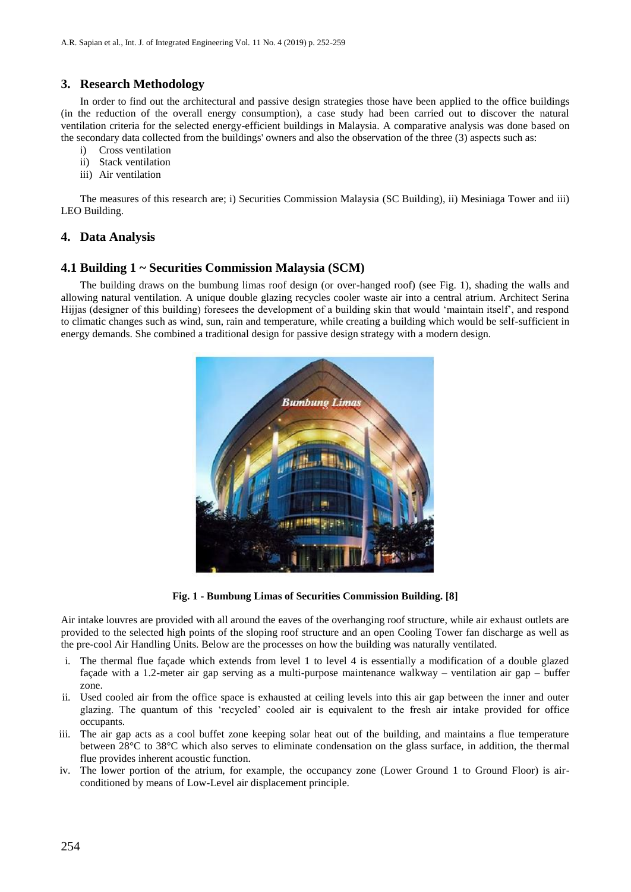## 3. Research Methodology

In order to find out the architectural and passive design strategies those have been applied to the office buildings (in the reduction of the overall energy consumption), a case study had been carried out to discover the natural ventilation criteria for the selected energy-efficient buildings in Malaysia. A comparative analysis was done based on the secondary data collected from the buildings' owners and also the observation of the three (3) aspects such as:

i) Cross ventilation
ii) Stack ventilation
iii) Air ventilation

The measures of this research are; i) Securities Commission Malaysia (SC Building), ii) Mesiniaga Tower and iii) LEO Building.

## 4. Data Analysis

### 4.1 Building 1 ~ Securities Commission Malaysia (SCM)

The building draws on the bumbung limas roof design (or over-hanged roof) (see Fig. 1), shading the walls and allowing natural ventilation. A unique double glazing recycles cooler waste air into a central atrium. Architect Serina Hijjas (designer of this building) foresees the development of a building skin that would 'maintain itself', and respond to climatic changes such as wind, sun, rain and temperature, while creating a building which would be self-sufficient in energy demands. She combined a traditional design for passive design strategy with a modern design.

**Fig. 1 - Bumbung Limas of Securities Commission Building. [8]**

Air intake louvres are provided with all around the eaves of the overhanging roof structure, while air exhaust outlets are provided to the selected high points of the sloping roof structure and an open Cooling Tower fan discharge as well as the pre-cool Air Handling Units. Below are the processes on how the building was naturally ventilated.

i. The thermal flue façade which extends from level 1 to level 4 is essentially a modification of a double glazed façade with a 1.2-meter air gap serving as a multi-purpose maintenance walkway – ventilation air gap – buffer zone.
ii. Used cooled air from the office space is exhausted at ceiling levels into this air gap between the inner and outer glazing. The quantum of this 'recycled' cooled air is equivalent to the fresh air intake provided for office occupants.
iii. The air gap acts as a cool buffet zone keeping solar heat out of the building, and maintains a flue temperature between 28°C to 38°C which also serves to eliminate condensation on the glass surface, in addition, the thermal flue provides inherent acoustic function.
iv. The lower portion of the atrium, for example, the occupancy zone (Lower Ground 1 to Ground Floor) is air-conditioned by means of Low-Level air displacement principle.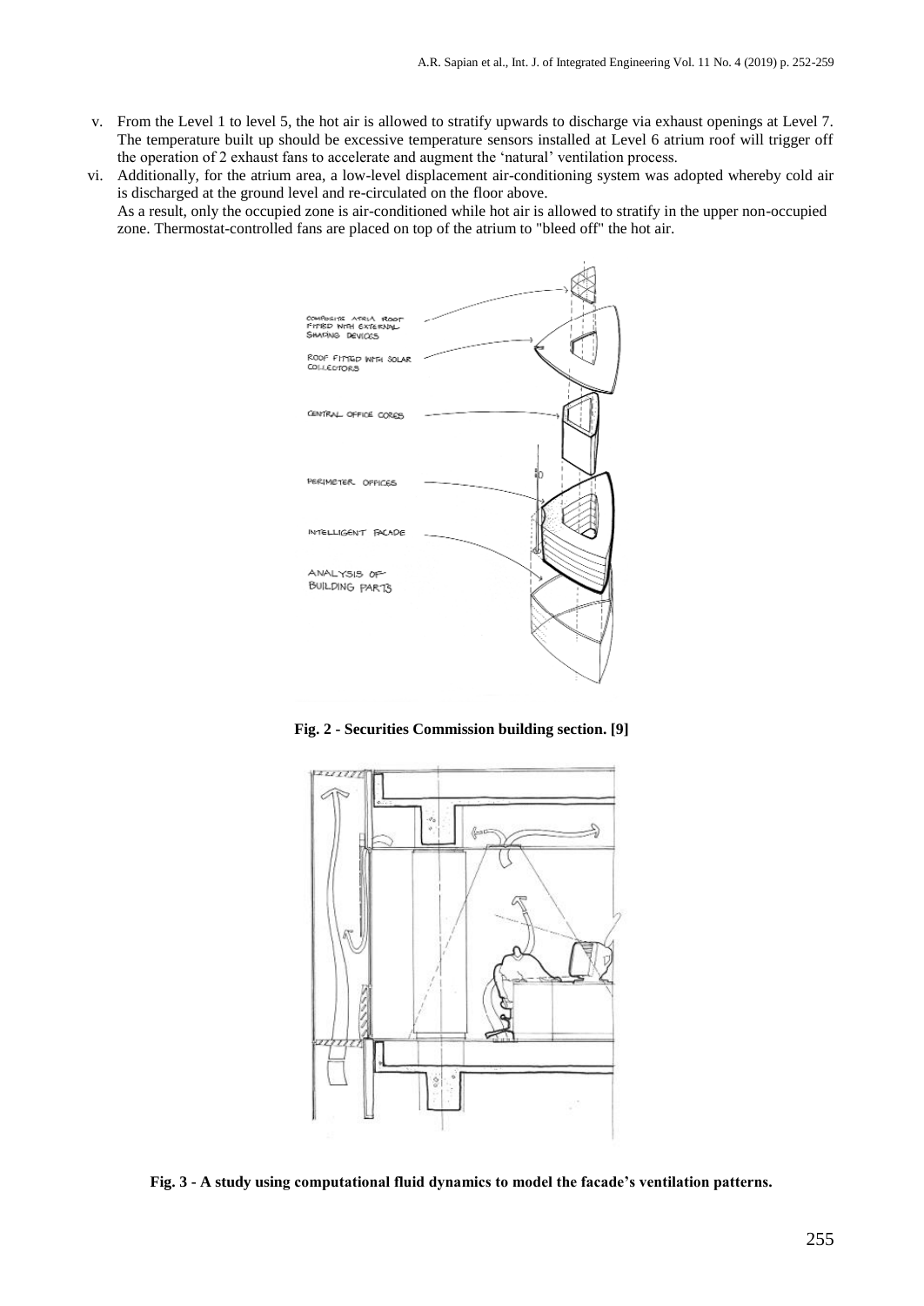v. From the Level 1 to level 5, the hot air is allowed to stratify upwards to discharge via exhaust openings at Level 7. The temperature built up should be excessive temperature sensors installed at Level 6 atrium roof will trigger off the operation of 2 exhaust fans to accelerate and augment the 'natural' ventilation process.

vi. Additionally, for the atrium area, a low-level displacement air-conditioning system was adopted whereby cold air is discharged at the ground level and re-circulated on the floor above.
As a result, only the occupied zone is air-conditioned while hot air is allowed to stratify in the upper non-occupied zone. Thermostat-controlled fans are placed on top of the atrium to "bleed off" the hot air.

**Fig. 2 - Securities Commission building section. [9]**

**Fig. 3 - A study using computational fluid dynamics to model the facade's ventilation patterns.**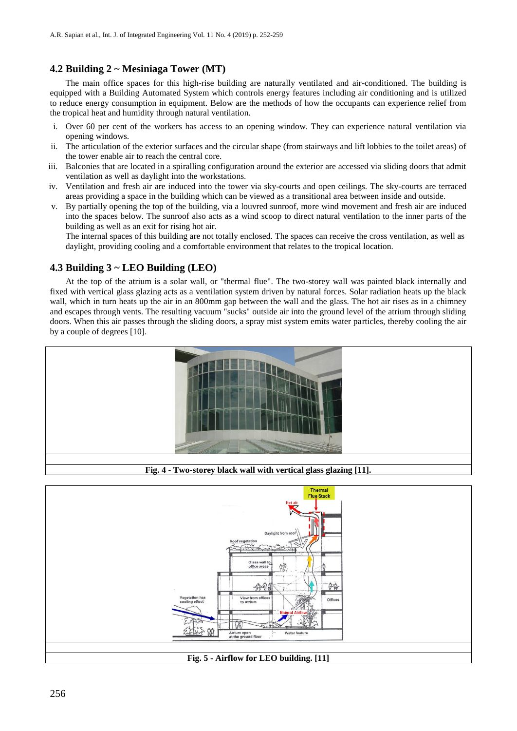## 4.2 Building 2 ~ Mesiniaga Tower (MT)

The main office spaces for this high-rise building are naturally ventilated and air-conditioned. The building is equipped with a Building Automated System which controls energy features including air conditioning and is utilized to reduce energy consumption in equipment. Below are the methods of how the occupants can experience relief from the tropical heat and humidity through natural ventilation.

i. Over 60 per cent of the workers has access to an opening window. They can experience natural ventilation via opening windows.
ii. The articulation of the exterior surfaces and the circular shape (from stairways and lift lobbies to the toilet areas) of the tower enable air to reach the central core.
iii. Balconies that are located in a spiralling configuration around the exterior are accessed via sliding doors that admit ventilation as well as daylight into the workstations.
iv. Ventilation and fresh air are induced into the tower via sky-courts and open ceilings. The sky-courts are terraced areas providing a space in the building which can be viewed as a transitional area between inside and outside.
v. By partially opening the top of the building, via a louvred sunroof, more wind movement and fresh air are induced into the spaces below. The sunroof also acts as a wind scoop to direct natural ventilation to the inner parts of the building as well as an exit for rising hot air.

The internal spaces of this building are not totally enclosed. The spaces can receive the cross ventilation, as well as daylight, providing cooling and a comfortable environment that relates to the tropical location.

## 4.3 Building 3 ~ LEO Building (LEO)

At the top of the atrium is a solar wall, or "thermal flue". The two-storey wall was painted black internally and fixed with vertical glass glazing acts as a ventilation system driven by natural forces. Solar radiation heats up the black wall, which in turn heats up the air in an 800mm gap between the wall and the glass. The hot air rises as in a chimney and escapes through vents. The resulting vacuum "sucks" outside air into the ground level of the atrium through sliding doors. When this air passes through the sliding doors, a spray mist system emits water particles, thereby cooling the air by a couple of degrees [10].

**Fig. 4 - Two-storey black wall with vertical glass glazing [11].**

**Fig. 5 - Airflow for LEO building. [11]**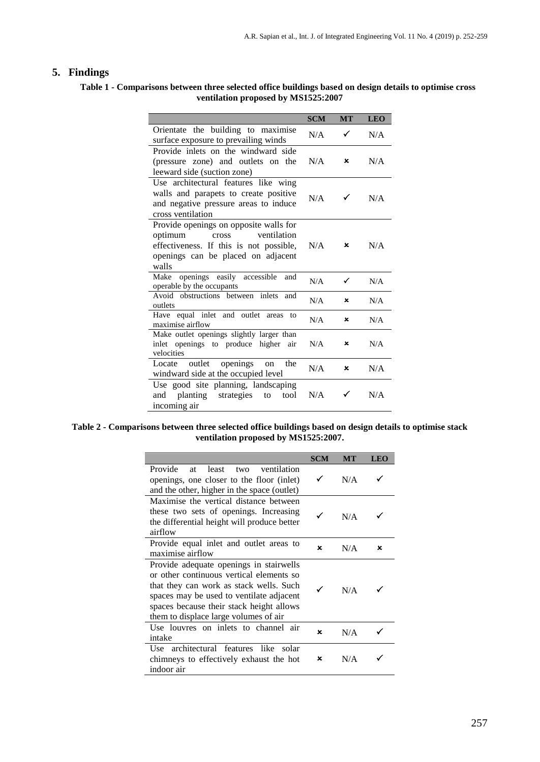## 5. Findings

**Table 1 - Comparisons between three selected office buildings based on design details to optimise cross ventilation proposed by MS1525:2007**

| | SCM | MT | LEO |
|---|---|---|---|
| Orientate the building to maximise surface exposure to prevailing winds | N/A | ✓ | N/A |
| Provide inlets on the windward side (pressure zone) and outlets on the leeward side (suction zone) | N/A | ✗ | N/A |
| Use architectural features like wing walls and parapets to create positive and negative pressure areas to induce cross ventilation | N/A | ✓ | N/A |
| Provide openings on opposite walls for optimum cross ventilation effectiveness. If this is not possible, openings can be placed on adjacent walls | N/A | ✗ | N/A |
| Make openings easily accessible and operable by the occupants | N/A | ✓ | N/A |
| Avoid obstructions between inlets and outlets | N/A | ✗ | N/A |
| Have equal inlet and outlet areas to maximise airflow | N/A | ✗ | N/A |
| Make outlet openings slightly larger than inlet openings to produce higher air velocities | N/A | ✗ | N/A |
| Locate outlet openings on the windward side at the occupied level | N/A | ✗ | N/A |
| Use good site planning, landscaping and planting strategies to tool incoming air | N/A | ✓ | N/A |

**Table 2 - Comparisons between three selected office buildings based on design details to optimise stack ventilation proposed by MS1525:2007.**

| | SCM | MT | LEO |
|---|---|---|---|
| Provide at least two ventilation openings, one closer to the floor (inlet) and the other, higher in the space (outlet) | ✓ | N/A | ✓ |
| Maximise the vertical distance between these two sets of openings. Increasing the differential height will produce better airflow | ✓ | N/A | ✓ |
| Provide equal inlet and outlet areas to maximise airflow | ✗ | N/A | ✗ |
| Provide adequate openings in stairwells or other continuous vertical elements so that they can work as stack wells. Such spaces may be used to ventilate adjacent spaces because their stack height allows them to displace large volumes of air | ✓ | N/A | ✓ |
| Use louvres on inlets to channel air intake | ✗ | N/A | ✓ |
| Use architectural features like solar chimneys to effectively exhaust the hot indoor air | ✗ | N/A | ✓ |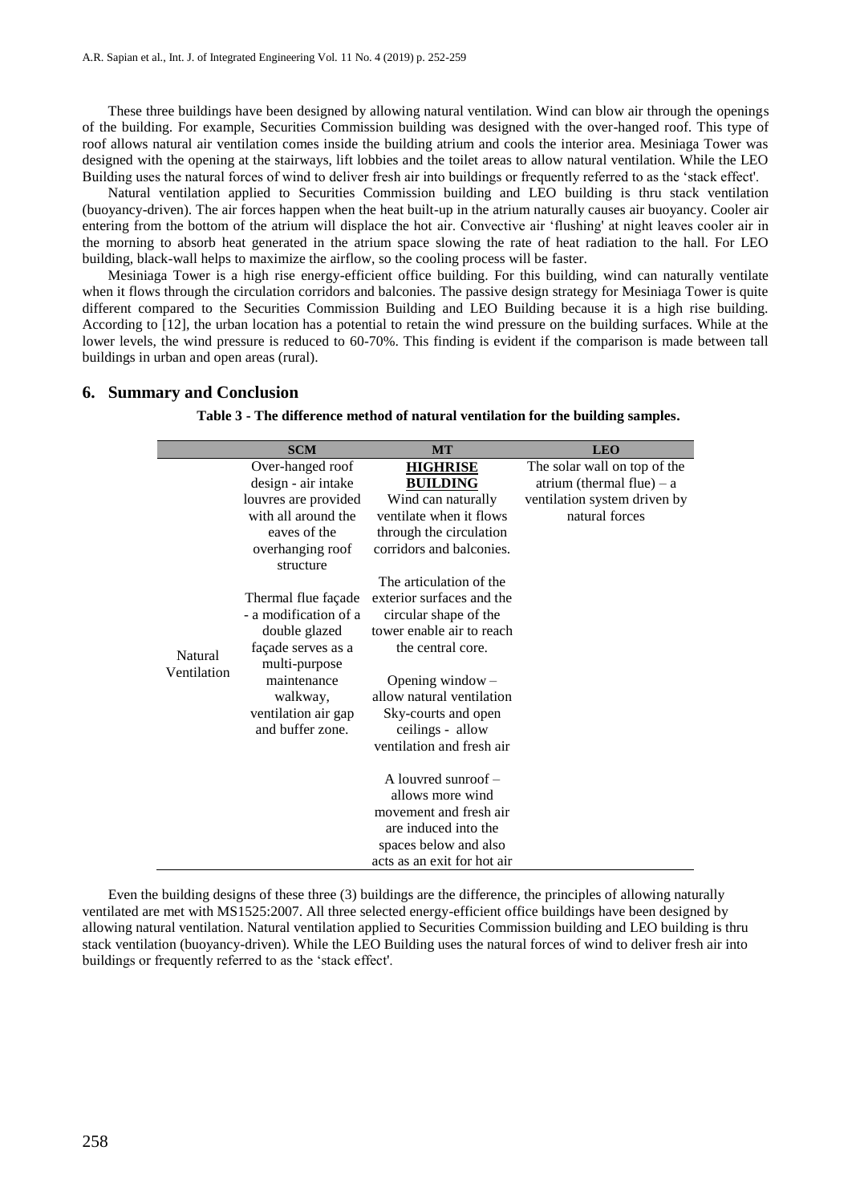These three buildings have been designed by allowing natural ventilation. Wind can blow air through the openings of the building. For example, Securities Commission building was designed with the over-hanged roof. This type of roof allows natural air ventilation comes inside the building atrium and cools the interior area. Mesiniaga Tower was designed with the opening at the stairways, lift lobbies and the toilet areas to allow natural ventilation. While the LEO Building uses the natural forces of wind to deliver fresh air into buildings or frequently referred to as the 'stack effect'.

Natural ventilation applied to Securities Commission building and LEO building is thru stack ventilation (buoyancy-driven). The air forces happen when the heat built-up in the atrium naturally causes air buoyancy. Cooler air entering from the bottom of the atrium will displace the hot air. Convective air 'flushing' at night leaves cooler air in the morning to absorb heat generated in the atrium space slowing the rate of heat radiation to the hall. For LEO building, black-wall helps to maximize the airflow, so the cooling process will be faster.

Mesiniaga Tower is a high rise energy-efficient office building. For this building, wind can naturally ventilate when it flows through the circulation corridors and balconies. The passive design strategy for Mesiniaga Tower is quite different compared to the Securities Commission Building and LEO Building because it is a high rise building. According to [12], the urban location has a potential to retain the wind pressure on the building surfaces. While at the lower levels, the wind pressure is reduced to 60-70%. This finding is evident if the comparison is made between tall buildings in urban and open areas (rural).

## 6. Summary and Conclusion

**Table 3 - The difference method of natural ventilation for the building samples.**

| | SCM | MT | LEO |
|---|---|---|---|
| Natural Ventilation | Over-hanged roof design - air intake louvres are provided with all around the eaves of the overhanging roof structure<br><br>Thermal flue façade - a modification of a double glazed façade serves as a multi-purpose maintenance walkway, ventilation air gap and buffer zone. | **HIGHRISE BUILDING**<br>Wind can naturally ventilate when it flows through the circulation corridors and balconies.<br><br>The articulation of the exterior surfaces and the circular shape of the tower enable air to reach the central core.<br><br>Opening window – allow natural ventilation Sky-courts and open ceilings - allow ventilation and fresh air<br><br>A louvred sunroof – allows more wind movement and fresh air are induced into the spaces below and also acts as an exit for hot air | The solar wall on top of the atrium (thermal flue) – a ventilation system driven by natural forces |

Even the building designs of these three (3) buildings are the difference, the principles of allowing naturally ventilated are met with MS1525:2007. All three selected energy-efficient office buildings have been designed by allowing natural ventilation. Natural ventilation applied to Securities Commission building and LEO building is thru stack ventilation (buoyancy-driven). While the LEO Building uses the natural forces of wind to deliver fresh air into buildings or frequently referred to as the 'stack effect'.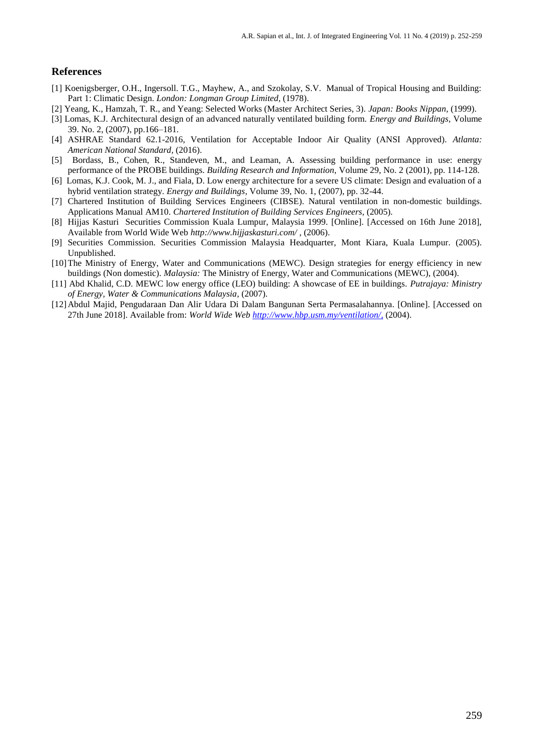## References

[1] Koenigsberger, O.H., Ingersoll. T.G., Mayhew, A., and Szokolay, S.V. Manual of Tropical Housing and Building: Part 1: Climatic Design. *London: Longman Group Limited,* (1978).

[2] Yeang, K., Hamzah, T. R., and Yeang: Selected Works (Master Architect Series, 3). *Japan: Books Nippan,* (1999).

[3] Lomas, K.J. Architectural design of an advanced naturally ventilated building form. *Energy and Buildings,* Volume 39. No. 2, (2007), pp.166–181.

[4] ASHRAE Standard 62.1-2016, Ventilation for Acceptable Indoor Air Quality (ANSI Approved). *Atlanta: American National Standard,* (2016).

[5] Bordass, B., Cohen, R., Standeven, M., and Leaman, A. Assessing building performance in use: energy performance of the PROBE buildings. *Building Research and Information,* Volume 29, No. 2 (2001), pp. 114-128.

[6] Lomas, K.J. Cook, M. J., and Fiala, D. Low energy architecture for a severe US climate: Design and evaluation of a hybrid ventilation strategy. *Energy and Buildings,* Volume 39, No. 1, (2007), pp. 32-44.

[7] Chartered Institution of Building Services Engineers (CIBSE). Natural ventilation in non-domestic buildings. Applications Manual AM10. *Chartered Institution of Building Services Engineers,* (2005).

[8] Hijjas Kasturi Securities Commission Kuala Lumpur, Malaysia 1999. [Online]. [Accessed on 16th June 2018], Available from World Wide Web *http://www.hijjaskasturi.com/* , (2006).

[9] Securities Commission. Securities Commission Malaysia Headquarter, Mont Kiara, Kuala Lumpur. (2005). Unpublished.

[10] The Ministry of Energy, Water and Communications (MEWC). Design strategies for energy efficiency in new buildings (Non domestic). *Malaysia:* The Ministry of Energy, Water and Communications (MEWC), (2004).

[11] Abd Khalid, C.D. MEWC low energy office (LEO) building: A showcase of EE in buildings. *Putrajaya: Ministry of Energy, Water & Communications Malaysia,* (2007).

[12] Abdul Majid, Pengudaraan Dan Alir Udara Di Dalam Bangunan Serta Permasalahannya. [Online]. [Accessed on 27th June 2018]. Available from: *World Wide Web http://www.hbp.usm.my/ventilation/,* (2004).